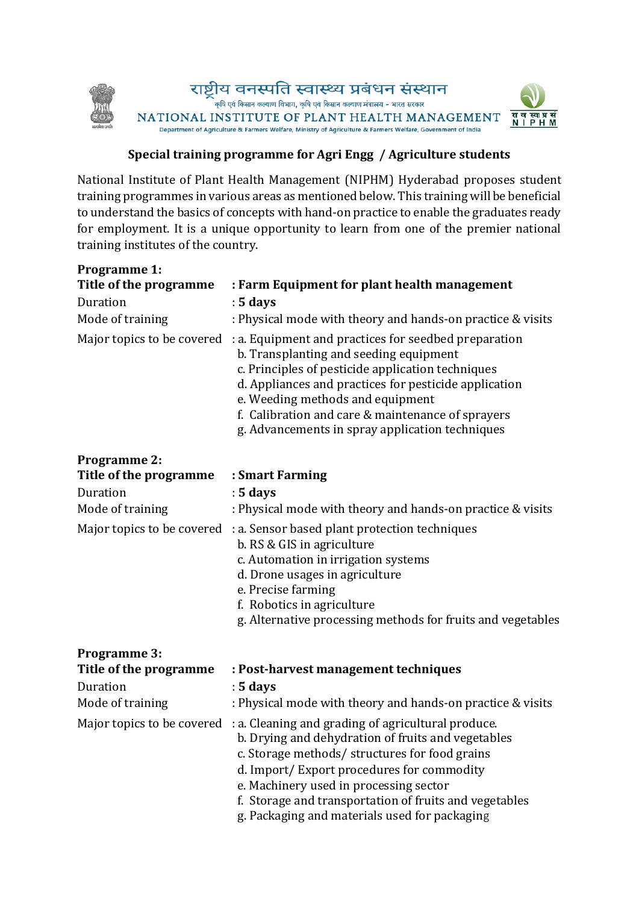राष्ट्रीय वनस्पति स्वास्थ्य प्रबंधन संस्थान

कृषि एवं किसान कल्याण विभाग, कृषि एवं किसान कल्याण मंत्रालय - भारत सरकार

NATIONAL INSTITUTE OF PLANT HEALTH MANAGEMENT

Department of Agriculture & Farmers Welfare, Ministry of Agriculture & Farmers Welfare, Government of India

## Special training programme for Agri Engg / Agriculture students

National Institute of Plant Health Management (NIPHM) Hyderabad proposes student training programmes in various areas as mentioned below. This training will be beneficial to understand the basics of concepts with hand-on practice to enable the graduates ready for employment. It is a unique opportunity to learn from one of the premier national training institutes of the country.

### Programme 1:

**Title of the programme** : **Farm Equipment for plant health management**

Duration : **5 days**

Mode of training : Physical mode with theory and hands-on practice & visits

Major topics to be covered :

a. Equipment and practices for seedbed preparation
b. Transplanting and seeding equipment
c. Principles of pesticide application techniques
d. Appliances and practices for pesticide application
e. Weeding methods and equipment
f. Calibration and care & maintenance of sprayers
g. Advancements in spray application techniques

### Programme 2:

**Title of the programme** : **Smart Farming**

Duration : **5 days**

Mode of training : Physical mode with theory and hands-on practice & visits

Major topics to be covered :

a. Sensor based plant protection techniques
b. RS & GIS in agriculture
c. Automation in irrigation systems
d. Drone usages in agriculture
e. Precise farming
f. Robotics in agriculture
g. Alternative processing methods for fruits and vegetables

### Programme 3:

**Title of the programme** : **Post-harvest management techniques**

Duration : **5 days**

Mode of training : Physical mode with theory and hands-on practice & visits

Major topics to be covered :

a. Cleaning and grading of agricultural produce.
b. Drying and dehydration of fruits and vegetables
c. Storage methods/ structures for food grains
d. Import/ Export procedures for commodity
e. Machinery used in processing sector
f. Storage and transportation of fruits and vegetables
g. Packaging and materials used for packaging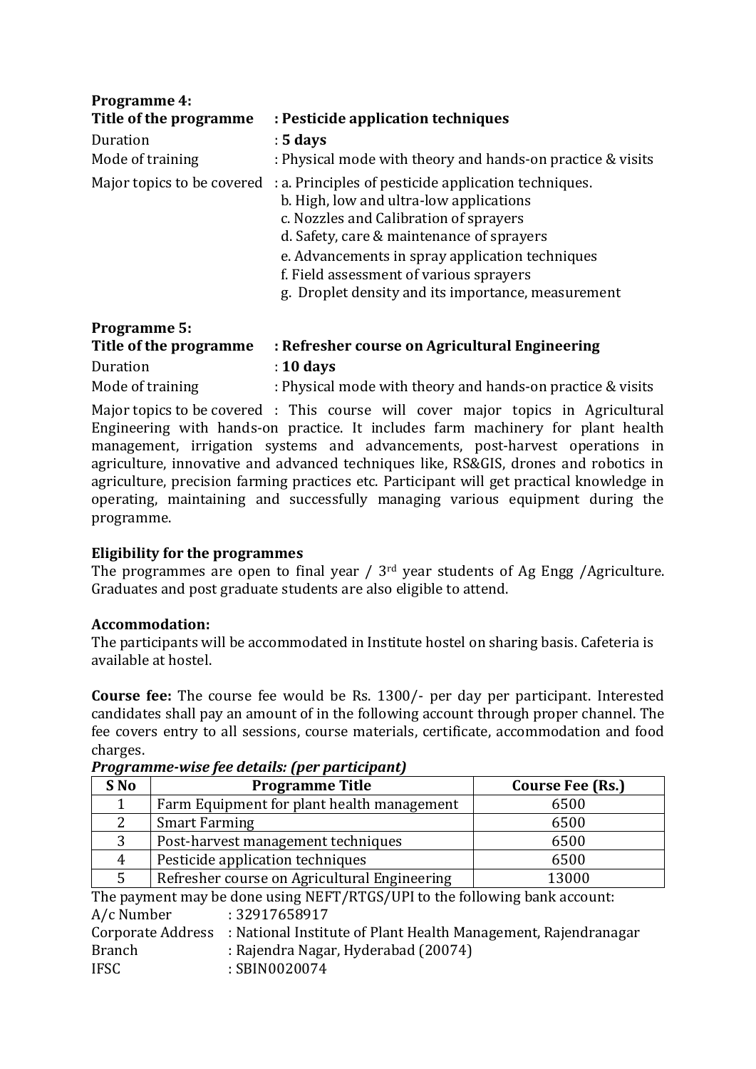**Programme 4:**

**Title of the programme : Pesticide application techniques**

Duration : **5 days**

Mode of training : Physical mode with theory and hands-on practice & visits

Major topics to be covered :
a. Principles of pesticide application techniques.
b. High, low and ultra-low applications
c. Nozzles and Calibration of sprayers
d. Safety, care & maintenance of sprayers
e. Advancements in spray application techniques
f. Field assessment of various sprayers
g. Droplet density and its importance, measurement

**Programme 5:**

**Title of the programme : Refresher course on Agricultural Engineering**

Duration : **10 days**

Mode of training : Physical mode with theory and hands-on practice & visits

Major topics to be covered : This course will cover major topics in Agricultural Engineering with hands-on practice. It includes farm machinery for plant health management, irrigation systems and advancements, post-harvest operations in agriculture, innovative and advanced techniques like, RS&GIS, drones and robotics in agriculture, precision farming practices etc. Participant will get practical knowledge in operating, maintaining and successfully managing various equipment during the programme.

**Eligibility for the programmes**

The programmes are open to final year / 3rd year students of Ag Engg /Agriculture. Graduates and post graduate students are also eligible to attend.

**Accommodation:**

The participants will be accommodated in Institute hostel on sharing basis. Cafeteria is available at hostel.

**Course fee:** The course fee would be Rs. 1300/- per day per participant. Interested candidates shall pay an amount of in the following account through proper channel. The fee covers entry to all sessions, course materials, certificate, accommodation and food charges.

***Programme-wise fee details: (per participant)***

| S No | Programme Title | Course Fee (Rs.) |
|---|---|---|
| 1 | Farm Equipment for plant health management | 6500 |
| 2 | Smart Farming | 6500 |
| 3 | Post-harvest management techniques | 6500 |
| 4 | Pesticide application techniques | 6500 |
| 5 | Refresher course on Agricultural Engineering | 13000 |

The payment may be done using NEFT/RTGS/UPI to the following bank account:

A/c Number : 32917658917

Corporate Address : National Institute of Plant Health Management, Rajendranagar

Branch : Rajendra Nagar, Hyderabad (20074)

IFSC : SBIN0020074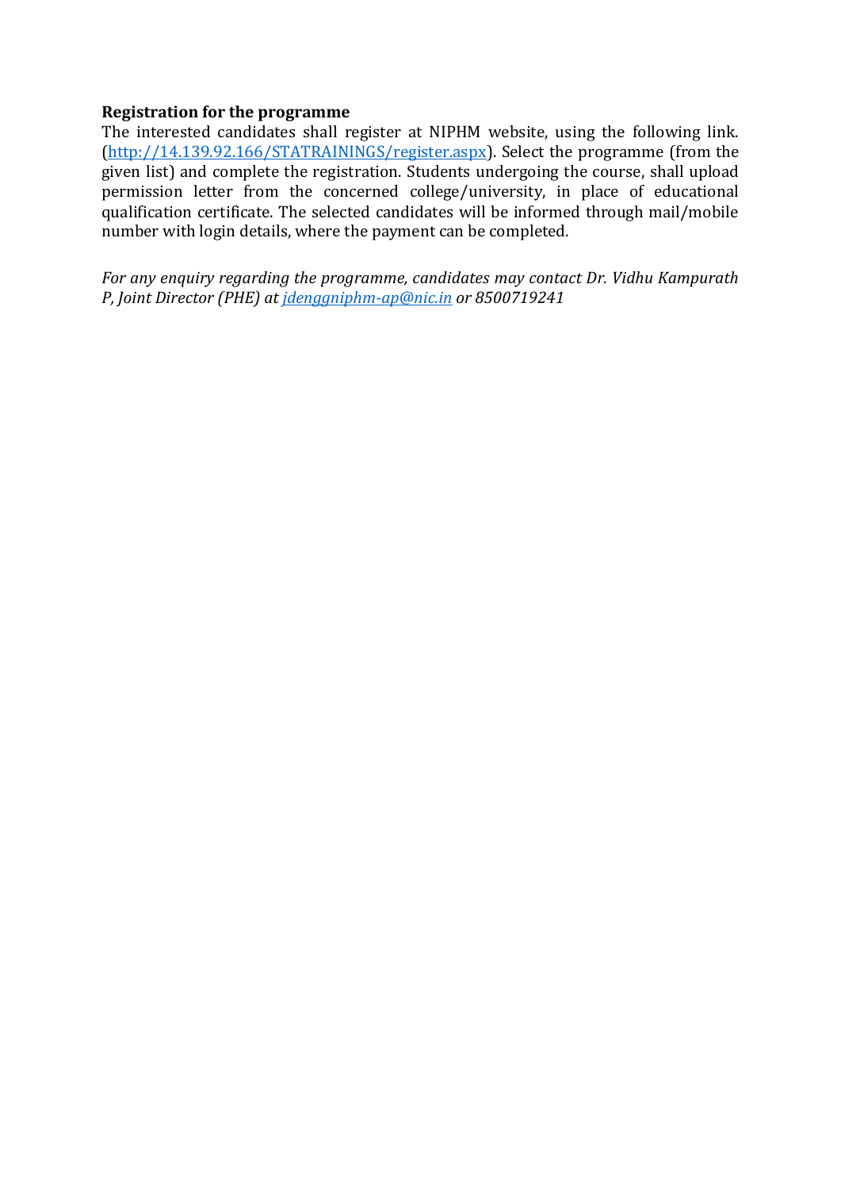**Registration for the programme**

The interested candidates shall register at NIPHM website, using the following link. (http://14.139.92.166/STATRAININGS/register.aspx). Select the programme (from the given list) and complete the registration. Students undergoing the course, shall upload permission letter from the concerned college/university, in place of educational qualification certificate. The selected candidates will be informed through mail/mobile number with login details, where the payment can be completed.

*For any enquiry regarding the programme, candidates may contact Dr. Vidhu Kampurath P, Joint Director (PHE) at jdenggniphm-ap@nic.in or 8500719241*